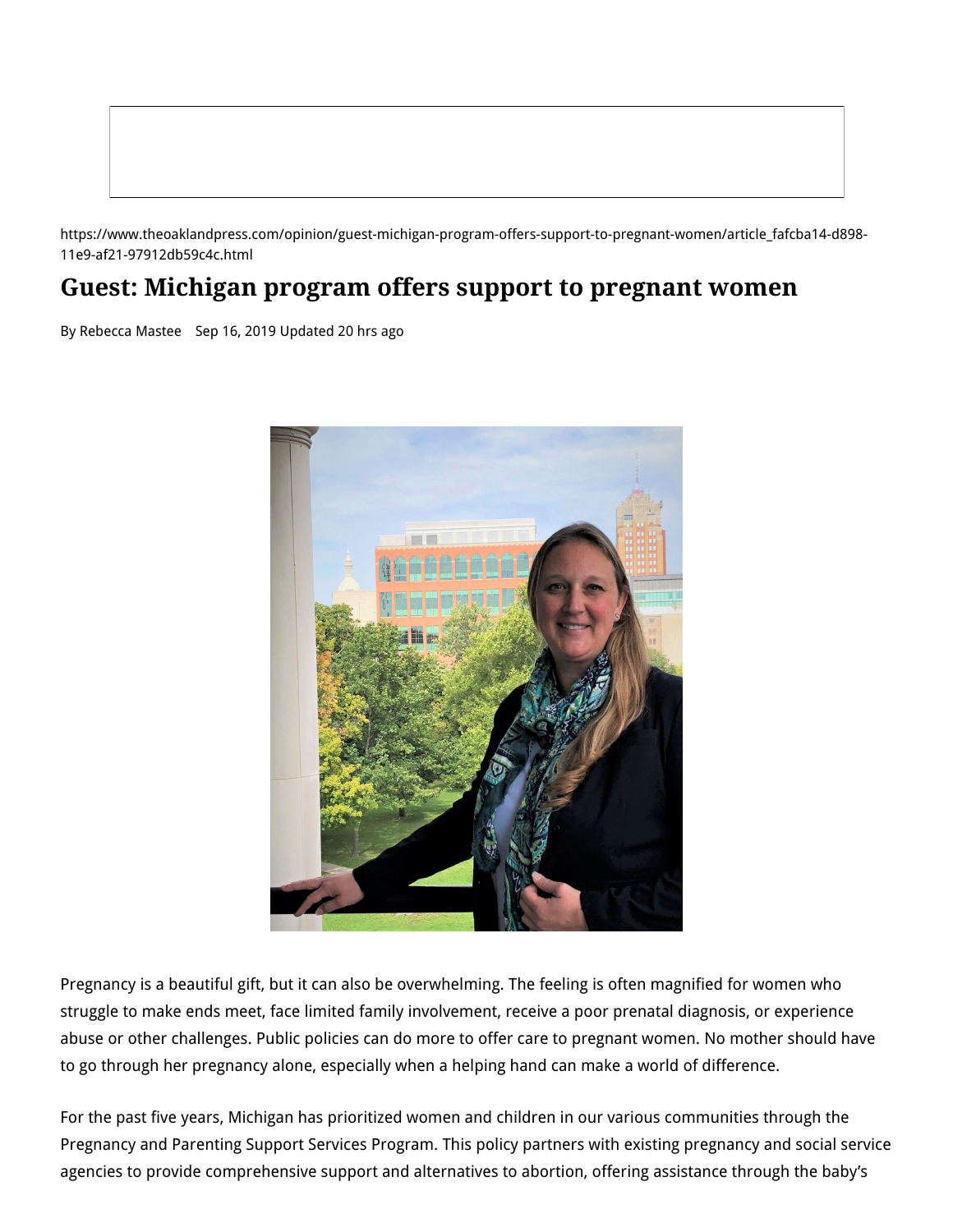https://www.theoaklandpress.com/opinion/guest-michigan-program-offers-support-to-pregnant-women/article_fafcba14-d898-11e9-af21-97912db59c4c.html

# Guest: Michigan program offers support to pregnant women

By Rebecca Mastee Sep 16, 2019 Updated 20 hrs ago

Pregnancy is a beautiful gift, but it can also be overwhelming. The feeling is often magnified for women who struggle to make ends meet, face limited family involvement, receive a poor prenatal diagnosis, or experience abuse or other challenges. Public policies can do more to offer care to pregnant women. No mother should have to go through her pregnancy alone, especially when a helping hand can make a world of difference.

For the past five years, Michigan has prioritized women and children in our various communities through the Pregnancy and Parenting Support Services Program. This policy partners with existing pregnancy and social service agencies to provide comprehensive support and alternatives to abortion, offering assistance through the baby's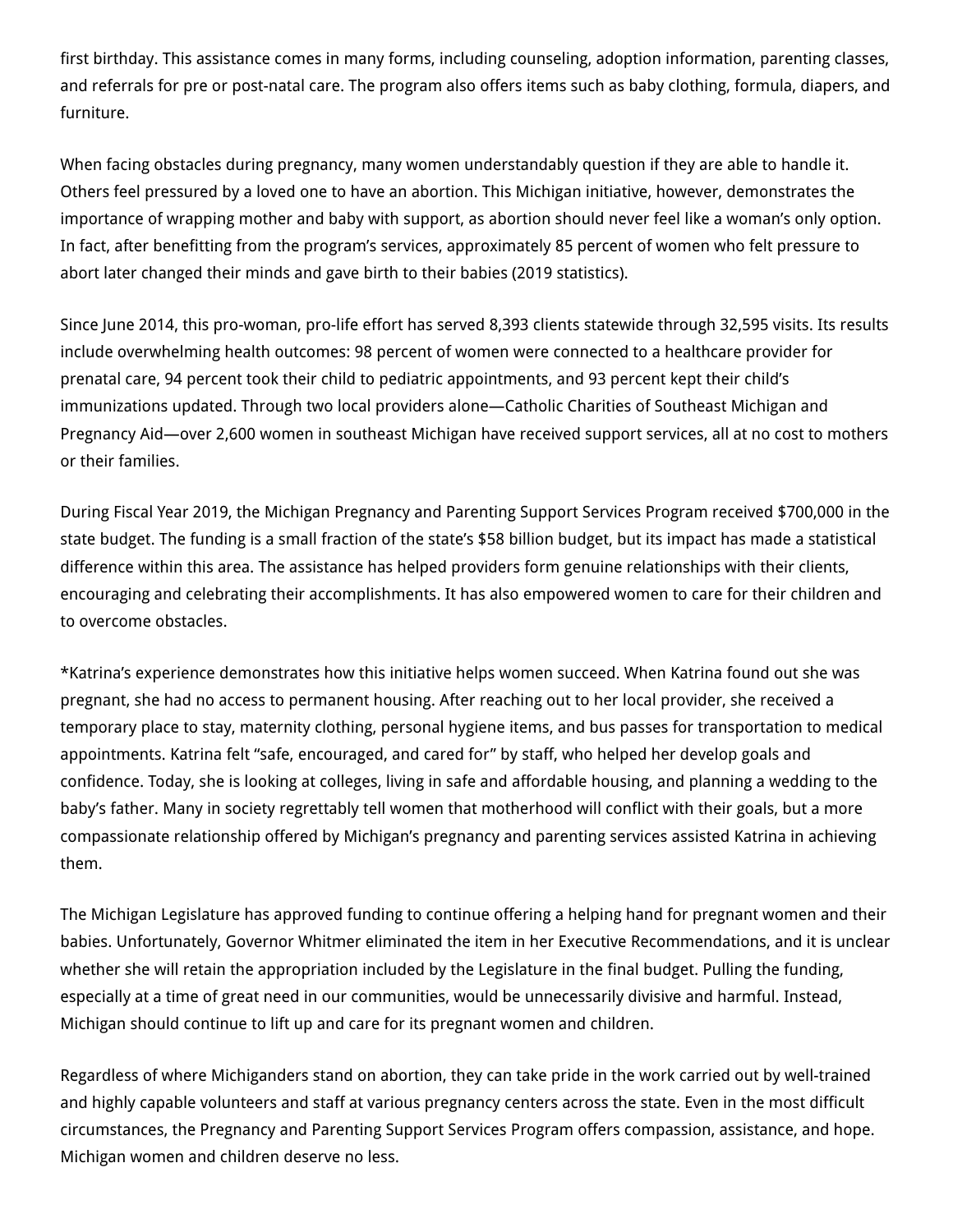first birthday. This assistance comes in many forms, including counseling, adoption information, parenting classes, and referrals for pre or post-natal care. The program also offers items such as baby clothing, formula, diapers, and furniture.

When facing obstacles during pregnancy, many women understandably question if they are able to handle it. Others feel pressured by a loved one to have an abortion. This Michigan initiative, however, demonstrates the importance of wrapping mother and baby with support, as abortion should never feel like a woman's only option. In fact, after benefitting from the program's services, approximately 85 percent of women who felt pressure to abort later changed their minds and gave birth to their babies (2019 statistics).

Since June 2014, this pro-woman, pro-life effort has served 8,393 clients statewide through 32,595 visits. Its results include overwhelming health outcomes: 98 percent of women were connected to a healthcare provider for prenatal care, 94 percent took their child to pediatric appointments, and 93 percent kept their child's immunizations updated. Through two local providers alone—Catholic Charities of Southeast Michigan and Pregnancy Aid—over 2,600 women in southeast Michigan have received support services, all at no cost to mothers or their families.

During Fiscal Year 2019, the Michigan Pregnancy and Parenting Support Services Program received $700,000 in the state budget. The funding is a small fraction of the state's $58 billion budget, but its impact has made a statistical difference within this area. The assistance has helped providers form genuine relationships with their clients, encouraging and celebrating their accomplishments. It has also empowered women to care for their children and to overcome obstacles.

*Katrina's experience demonstrates how this initiative helps women succeed. When Katrina found out she was pregnant, she had no access to permanent housing. After reaching out to her local provider, she received a temporary place to stay, maternity clothing, personal hygiene items, and bus passes for transportation to medical appointments. Katrina felt "safe, encouraged, and cared for" by staff, who helped her develop goals and confidence. Today, she is looking at colleges, living in safe and affordable housing, and planning a wedding to the baby's father. Many in society regrettably tell women that motherhood will conflict with their goals, but a more compassionate relationship offered by Michigan's pregnancy and parenting services assisted Katrina in achieving them.

The Michigan Legislature has approved funding to continue offering a helping hand for pregnant women and their babies. Unfortunately, Governor Whitmer eliminated the item in her Executive Recommendations, and it is unclear whether she will retain the appropriation included by the Legislature in the final budget. Pulling the funding, especially at a time of great need in our communities, would be unnecessarily divisive and harmful. Instead, Michigan should continue to lift up and care for its pregnant women and children.

Regardless of where Michiganders stand on abortion, they can take pride in the work carried out by well-trained and highly capable volunteers and staff at various pregnancy centers across the state. Even in the most difficult circumstances, the Pregnancy and Parenting Support Services Program offers compassion, assistance, and hope. Michigan women and children deserve no less.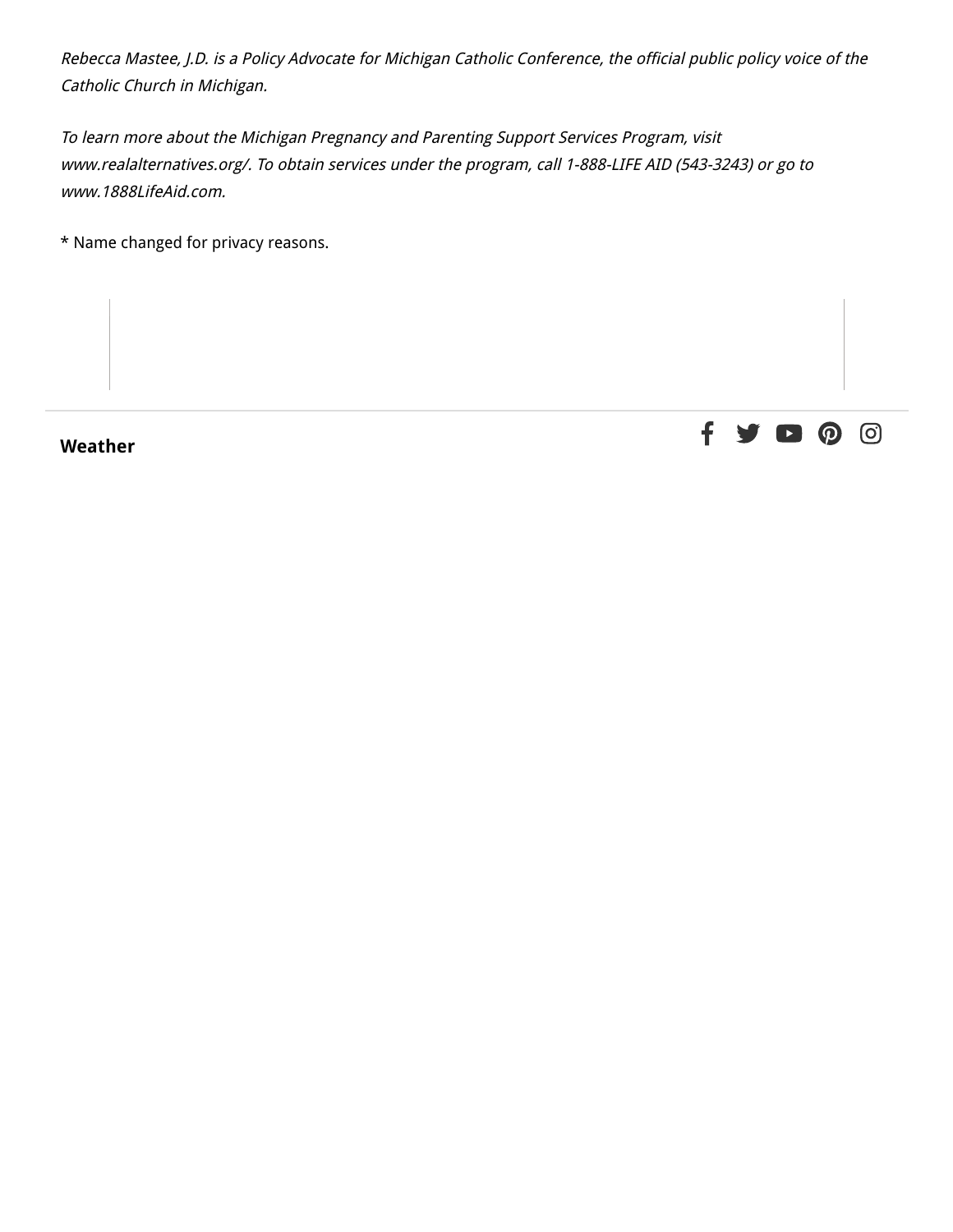*Rebecca Mastee, J.D. is a Policy Advocate for Michigan Catholic Conference, the official public policy voice of the Catholic Church in Michigan.*

*To learn more about the Michigan Pregnancy and Parenting Support Services Program, visit www.realalternatives.org/. To obtain services under the program, call 1-888-LIFE AID (543-3243) or go to www.1888LifeAid.com.*

* Name changed for privacy reasons.

**Weather**